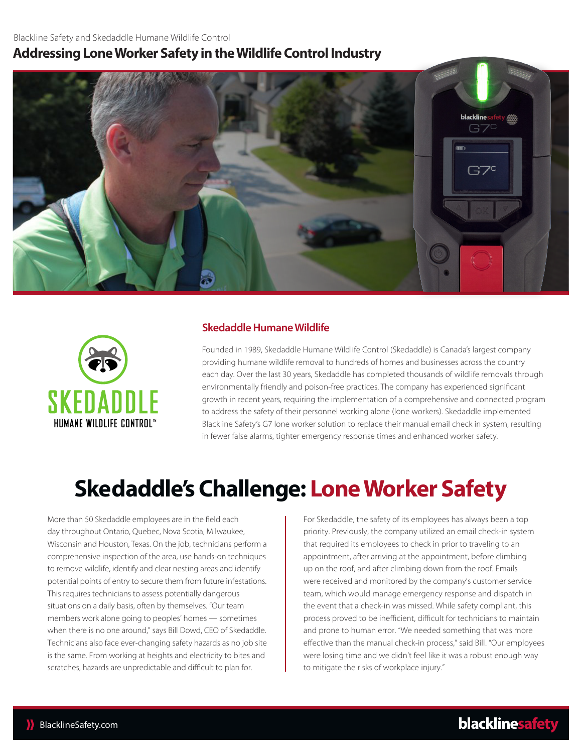Blackline Safety and Skedaddle Humane Wildlife Control

# Addressing Lone Worker Safety in the Wildlife Control Industry

## Skedaddle Humane Wildlife

Founded in 1989, Skedaddle Humane Wildlife Control (Skedaddle) is Canada's largest company providing humane wildlife removal to hundreds of homes and businesses across the country each day. Over the last 30 years, Skedaddle has completed thousands of wildlife removals through environmentally friendly and poison-free practices. The company has experienced significant growth in recent years, requiring the implementation of a comprehensive and connected program to address the safety of their personnel working alone (lone workers). Skedaddle implemented Blackline Safety's G7 lone worker solution to replace their manual email check in system, resulting in fewer false alarms, tighter emergency response times and enhanced worker safety.

# Skedaddle's Challenge: Lone Worker Safety

More than 50 Skedaddle employees are in the field each day throughout Ontario, Quebec, Nova Scotia, Milwaukee, Wisconsin and Houston, Texas. On the job, technicians perform a comprehensive inspection of the area, use hands-on techniques to remove wildlife, identify and clear nesting areas and identify potential points of entry to secure them from future infestations. This requires technicians to assess potentially dangerous situations on a daily basis, often by themselves. "Our team members work alone going to peoples' homes — sometimes when there is no one around," says Bill Dowd, CEO of Skedaddle. Technicians also face ever-changing safety hazards as no job site is the same. From working at heights and electricity to bites and scratches, hazards are unpredictable and difficult to plan for.

For Skedaddle, the safety of its employees has always been a top priority. Previously, the company utilized an email check-in system that required its employees to check in prior to traveling to an appointment, after arriving at the appointment, before climbing up on the roof, and after climbing down from the roof. Emails were received and monitored by the company's customer service team, which would manage emergency response and dispatch in the event that a check-in was missed. While safety compliant, this process proved to be inefficient, difficult for technicians to maintain and prone to human error. "We needed something that was more effective than the manual check-in process," said Bill. "Our employees were losing time and we didn't feel like it was a robust enough way to mitigate the risks of workplace injury."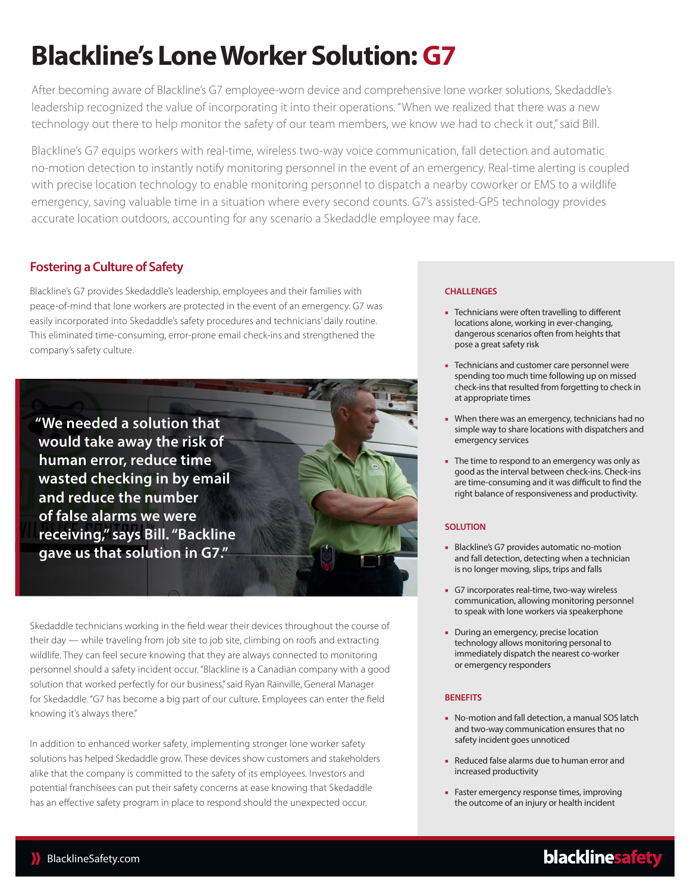# Blackline's Lone Worker Solution: G7

After becoming aware of Blackline's G7 employee-worn device and comprehensive lone worker solutions, Skedaddle's leadership recognized the value of incorporating it into their operations. "When we realized that there was a new technology out there to help monitor the safety of our team members, we know we had to check it out," said Bill.

Blackline's G7 equips workers with real-time, wireless two-way voice communication, fall detection and automatic no-motion detection to instantly notify monitoring personnel in the event of an emergency. Real-time alerting is coupled with precise location technology to enable monitoring personnel to dispatch a nearby coworker or EMS to a wildlife emergency, saving valuable time in a situation where every second counts. G7's assisted-GPS technology provides accurate location outdoors, accounting for any scenario a Skedaddle employee may face.

## Fostering a Culture of Safety

Blackline's G7 provides Skedaddle's leadership, employees and their families with peace-of-mind that lone workers are protected in the event of an emergency. G7 was easily incorporated into Skedaddle's safety procedures and technicians' daily routine. This eliminated time-consuming, error-prone email check-ins and strengthened the company's safety culture.

**"We needed a solution that would take away the risk of human error, reduce time wasted checking in by email and reduce the number of false alarms we were receiving," says Bill. "Backline gave us that solution in G7."**

Skedaddle technicians working in the field wear their devices throughout the course of their day — while traveling from job site to job site, climbing on roofs and extracting wildlife. They can feel secure knowing that they are always connected to monitoring personnel should a safety incident occur. "Blackline is a Canadian company with a good solution that worked perfectly for our business," said Ryan Rainville, General Manager for Skedaddle. "G7 has become a big part of our culture. Employees can enter the field knowing it's always there."

In addition to enhanced worker safety, implementing stronger lone worker safety solutions has helped Skedaddle grow. These devices show customers and stakeholders alike that the company is committed to the safety of its employees. Investors and potential franchisees can put their safety concerns at ease knowing that Skedaddle has an effective safety program in place to respond should the unexpected occur.

### CHALLENGES

- Technicians were often travelling to different locations alone, working in ever-changing, dangerous scenarios often from heights that pose a great safety risk
- Technicians and customer care personnel were spending too much time following up on missed check-ins that resulted from forgetting to check in at appropriate times
- When there was an emergency, technicians had no simple way to share locations with dispatchers and emergency services
- The time to respond to an emergency was only as good as the interval between check-ins. Check-ins are time-consuming and it was difficult to find the right balance of responsiveness and productivity.

### SOLUTION

- Blackline's G7 provides automatic no-motion and fall detection, detecting when a technician is no longer moving, slips, trips and falls
- G7 incorporates real-time, two-way wireless communication, allowing monitoring personnel to speak with lone workers via speakerphone
- During an emergency, precise location technology allows monitoring personal to immediately dispatch the nearest co-worker or emergency responders

### BENEFITS

- No-motion and fall detection, a manual SOS latch and two-way communication ensures that no safety incident goes unnoticed
- Reduced false alarms due to human error and increased productivity
- Faster emergency response times, improving the outcome of an injury or health incident

BlacklineSafety.com

blacklinesafety